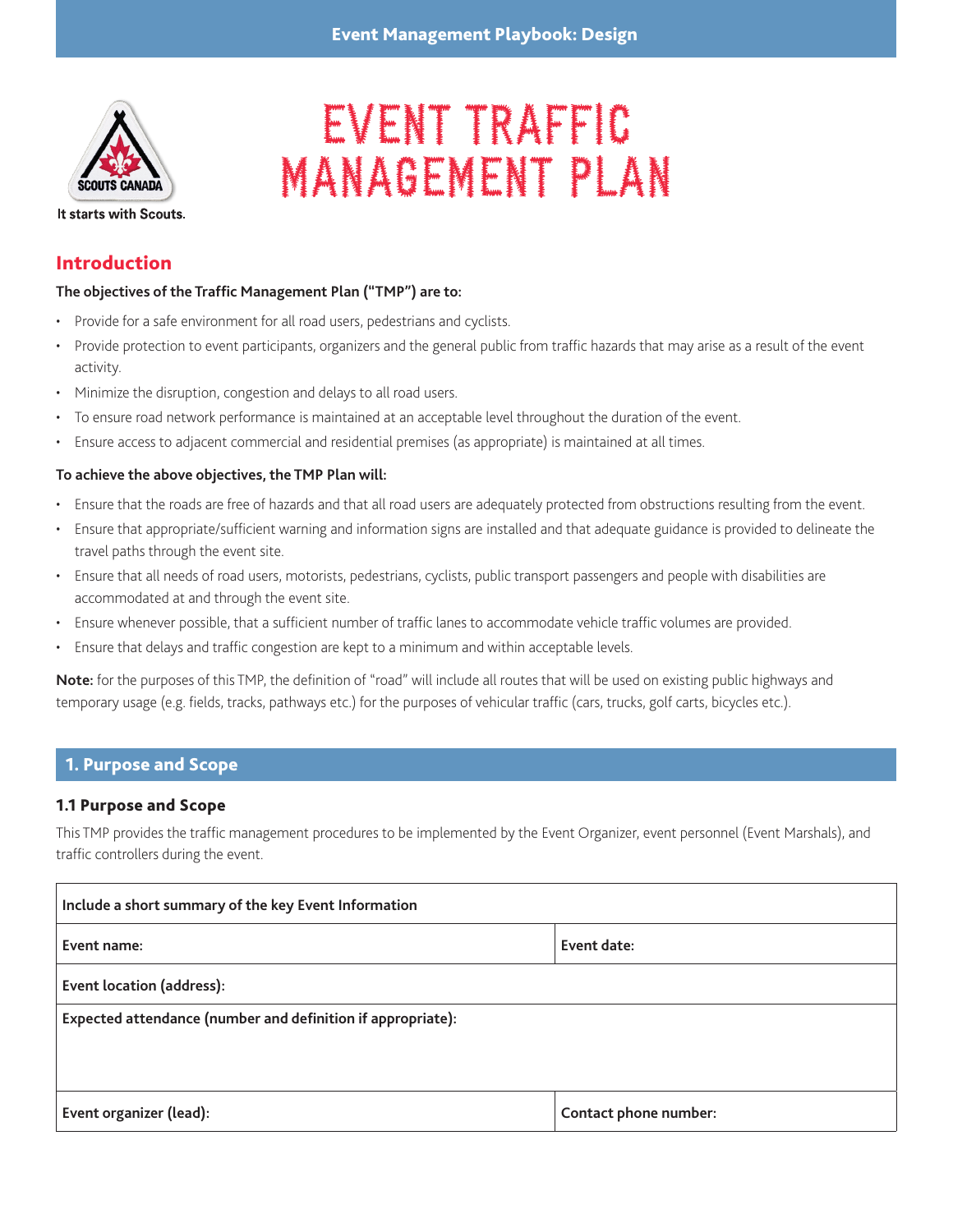# EVENT TRAFFIC MANAGEMENT PLAN

## Introduction

**The objectives of the Traffic Management Plan ("TMP") are to:**

- Provide for a safe environment for all road users, pedestrians and cyclists.
- Provide protection to event participants, organizers and the general public from traffic hazards that may arise as a result of the event activity.
- Minimize the disruption, congestion and delays to all road users.
- To ensure road network performance is maintained at an acceptable level throughout the duration of the event.
- Ensure access to adjacent commercial and residential premises (as appropriate) is maintained at all times.

**To achieve the above objectives, the TMP Plan will:**

- Ensure that the roads are free of hazards and that all road users are adequately protected from obstructions resulting from the event.
- Ensure that appropriate/sufficient warning and information signs are installed and that adequate guidance is provided to delineate the travel paths through the event site.
- Ensure that all needs of road users, motorists, pedestrians, cyclists, public transport passengers and people with disabilities are accommodated at and through the event site.
- Ensure whenever possible, that a sufficient number of traffic lanes to accommodate vehicle traffic volumes are provided.
- Ensure that delays and traffic congestion are kept to a minimum and within acceptable levels.

**Note:** for the purposes of this TMP, the definition of "road" will include all routes that will be used on existing public highways and temporary usage (e.g. fields, tracks, pathways etc.) for the purposes of vehicular traffic (cars, trucks, golf carts, bicycles etc.).

## 1. Purpose and Scope

### 1.1 Purpose and Scope

This TMP provides the traffic management procedures to be implemented by the Event Organizer, event personnel (Event Marshals), and traffic controllers during the event.

| **Include a short summary of the key Event Information** | |
|---|---|
| **Event name:** | **Event date:** |
| **Event location (address):** | |
| **Expected attendance (number and definition if appropriate):** | |
| **Event organizer (lead):** | **Contact phone number:** |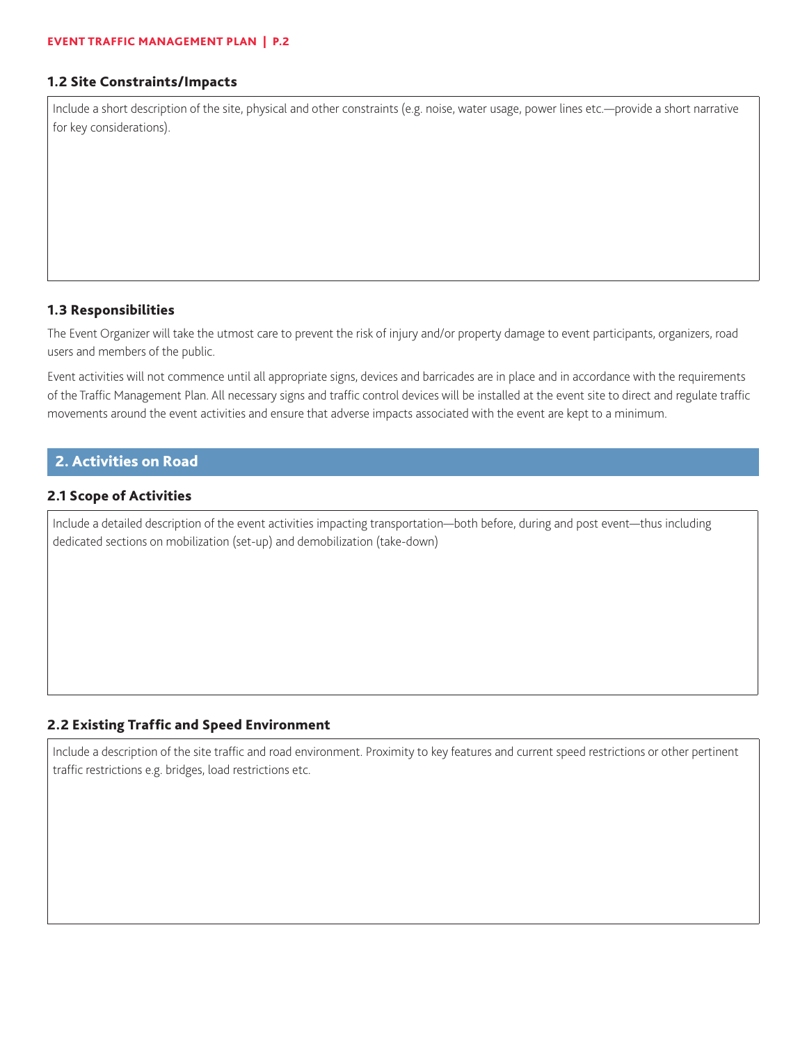### 1.2 Site Constraints/Impacts

Include a short description of the site, physical and other constraints (e.g. noise, water usage, power lines etc.—provide a short narrative for key considerations).

### 1.3 Responsibilities

The Event Organizer will take the utmost care to prevent the risk of injury and/or property damage to event participants, organizers, road users and members of the public.

Event activities will not commence until all appropriate signs, devices and barricades are in place and in accordance with the requirements of the Traffic Management Plan. All necessary signs and traffic control devices will be installed at the event site to direct and regulate traffic movements around the event activities and ensure that adverse impacts associated with the event are kept to a minimum.

## 2. Activities on Road

### 2.1 Scope of Activities

Include a detailed description of the event activities impacting transportation—both before, during and post event—thus including dedicated sections on mobilization (set-up) and demobilization (take-down)

### 2.2 Existing Traffic and Speed Environment

Include a description of the site traffic and road environment. Proximity to key features and current speed restrictions or other pertinent traffic restrictions e.g. bridges, load restrictions etc.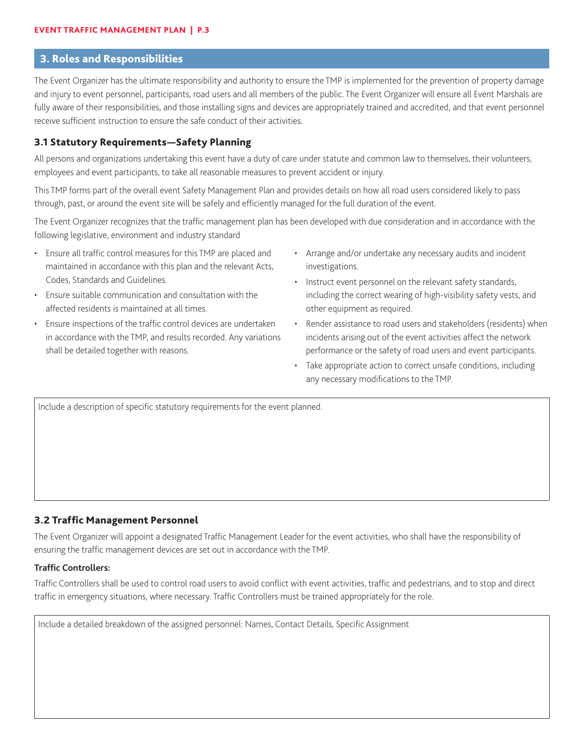## 3. Roles and Responsibilities

The Event Organizer has the ultimate responsibility and authority to ensure the TMP is implemented for the prevention of property damage and injury to event personnel, participants, road users and all members of the public. The Event Organizer will ensure all Event Marshals are fully aware of their responsibilities, and those installing signs and devices are appropriately trained and accredited, and that event personnel receive sufficient instruction to ensure the safe conduct of their activities.

### 3.1 Statutory Requirements—Safety Planning

All persons and organizations undertaking this event have a duty of care under statute and common law to themselves, their volunteers, employees and event participants, to take all reasonable measures to prevent accident or injury.

This TMP forms part of the overall event Safety Management Plan and provides details on how all road users considered likely to pass through, past, or around the event site will be safely and efficiently managed for the full duration of the event.

The Event Organizer recognizes that the traffic management plan has been developed with due consideration and in accordance with the following legislative, environment and industry standard

- Ensure all traffic control measures for this TMP are placed and maintained in accordance with this plan and the relevant Acts, Codes, Standards and Guidelines.
- Ensure suitable communication and consultation with the affected residents is maintained at all times.
- Ensure inspections of the traffic control devices are undertaken in accordance with the TMP, and results recorded. Any variations shall be detailed together with reasons.
- Arrange and/or undertake any necessary audits and incident investigations.
- Instruct event personnel on the relevant safety standards, including the correct wearing of high-visibility safety vests, and other equipment as required.
- Render assistance to road users and stakeholders (residents) when incidents arising out of the event activities affect the network performance or the safety of road users and event participants.
- Take appropriate action to correct unsafe conditions, including any necessary modifications to the TMP.

| Include a description of specific statutory requirements for the event planned. |
| --- |
| |

### 3.2 Traffic Management Personnel

The Event Organizer will appoint a designated Traffic Management Leader for the event activities, who shall have the responsibility of ensuring the traffic management devices are set out in accordance with the TMP.

**Traffic Controllers:**

Traffic Controllers shall be used to control road users to avoid conflict with event activities, traffic and pedestrians, and to stop and direct traffic in emergency situations, where necessary. Traffic Controllers must be trained appropriately for the role.

| Include a detailed breakdown of the assigned personnel: Names, Contact Details, Specific Assignment |
| --- |
| |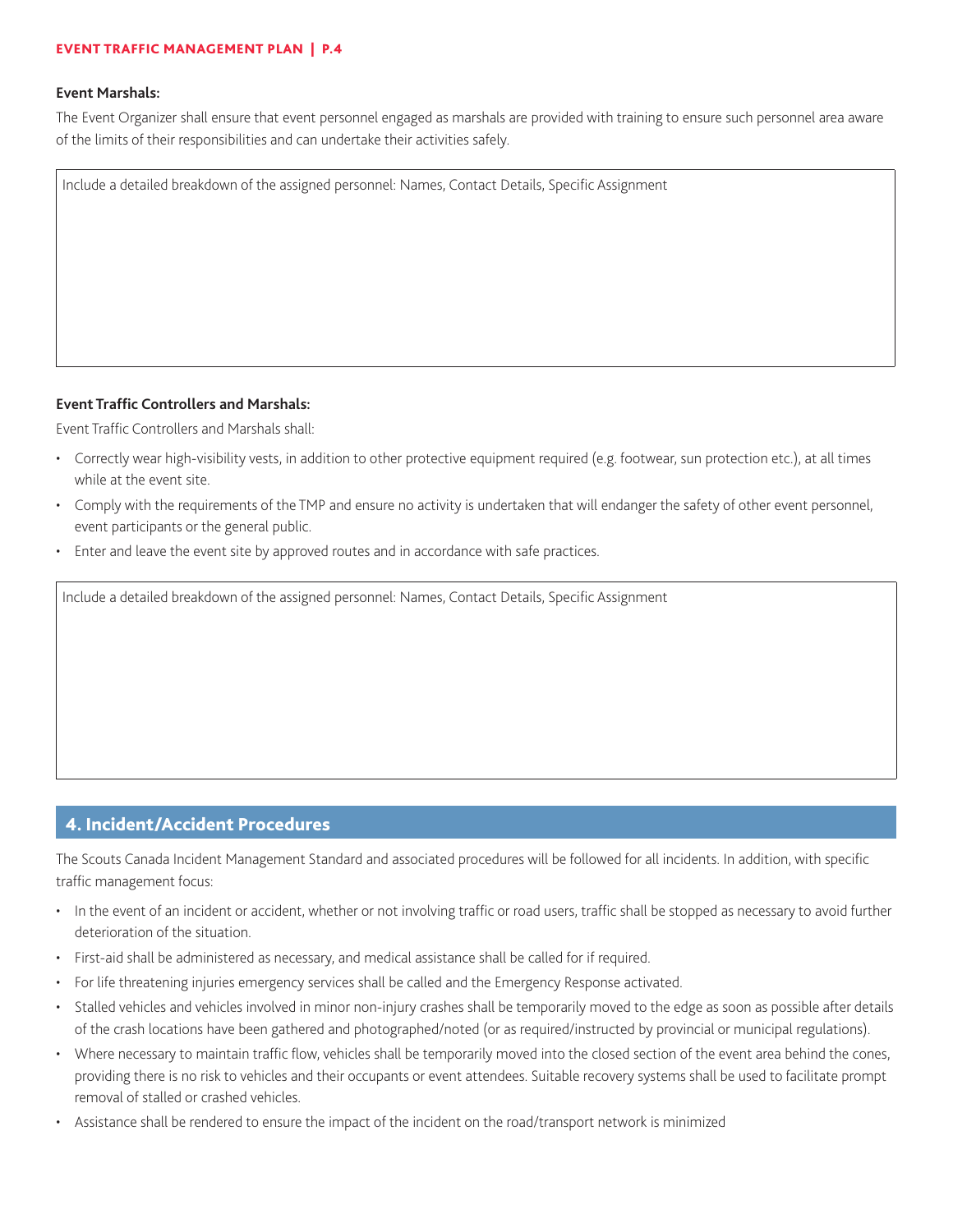**Event Marshals:**

The Event Organizer shall ensure that event personnel engaged as marshals are provided with training to ensure such personnel area aware of the limits of their responsibilities and can undertake their activities safely.

| Include a detailed breakdown of the assigned personnel: Names, Contact Details, Specific Assignment |
| --- |
| |

**Event Traffic Controllers and Marshals:**

Event Traffic Controllers and Marshals shall:

- Correctly wear high-visibility vests, in addition to other protective equipment required (e.g. footwear, sun protection etc.), at all times while at the event site.
- Comply with the requirements of the TMP and ensure no activity is undertaken that will endanger the safety of other event personnel, event participants or the general public.
- Enter and leave the event site by approved routes and in accordance with safe practices.

| Include a detailed breakdown of the assigned personnel: Names, Contact Details, Specific Assignment |
| --- |
| |

## 4. Incident/Accident Procedures

The Scouts Canada Incident Management Standard and associated procedures will be followed for all incidents. In addition, with specific traffic management focus:

- In the event of an incident or accident, whether or not involving traffic or road users, traffic shall be stopped as necessary to avoid further deterioration of the situation.
- First-aid shall be administered as necessary, and medical assistance shall be called for if required.
- For life threatening injuries emergency services shall be called and the Emergency Response activated.
- Stalled vehicles and vehicles involved in minor non-injury crashes shall be temporarily moved to the edge as soon as possible after details of the crash locations have been gathered and photographed/noted (or as required/instructed by provincial or municipal regulations).
- Where necessary to maintain traffic flow, vehicles shall be temporarily moved into the closed section of the event area behind the cones, providing there is no risk to vehicles and their occupants or event attendees. Suitable recovery systems shall be used to facilitate prompt removal of stalled or crashed vehicles.
- Assistance shall be rendered to ensure the impact of the incident on the road/transport network is minimized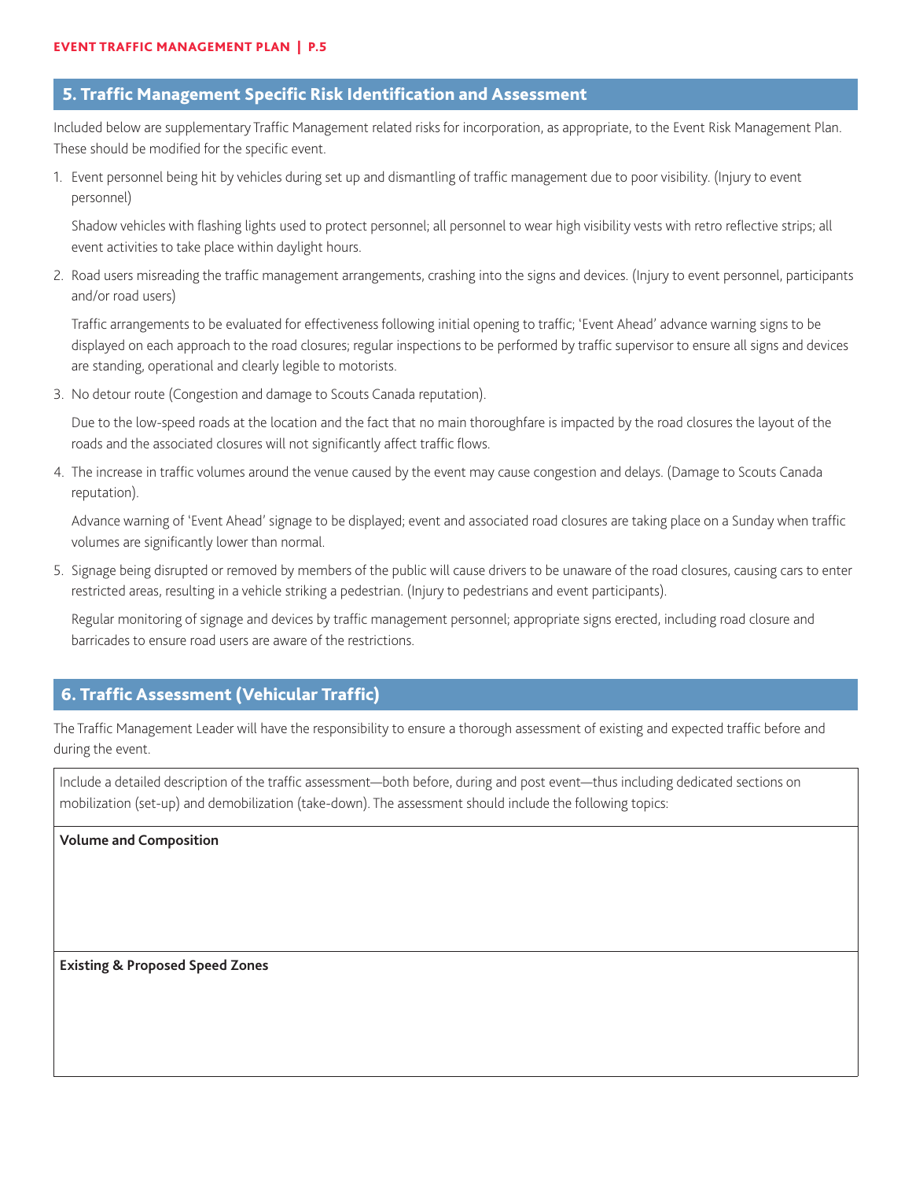## 5. Traffic Management Specific Risk Identification and Assessment

Included below are supplementary Traffic Management related risks for incorporation, as appropriate, to the Event Risk Management Plan. These should be modified for the specific event.

1. Event personnel being hit by vehicles during set up and dismantling of traffic management due to poor visibility. (Injury to event personnel)

   Shadow vehicles with flashing lights used to protect personnel; all personnel to wear high visibility vests with retro reflective strips; all event activities to take place within daylight hours.

2. Road users misreading the traffic management arrangements, crashing into the signs and devices. (Injury to event personnel, participants and/or road users)

   Traffic arrangements to be evaluated for effectiveness following initial opening to traffic; 'Event Ahead' advance warning signs to be displayed on each approach to the road closures; regular inspections to be performed by traffic supervisor to ensure all signs and devices are standing, operational and clearly legible to motorists.

3. No detour route (Congestion and damage to Scouts Canada reputation).

   Due to the low-speed roads at the location and the fact that no main thoroughfare is impacted by the road closures the layout of the roads and the associated closures will not significantly affect traffic flows.

4. The increase in traffic volumes around the venue caused by the event may cause congestion and delays. (Damage to Scouts Canada reputation).

   Advance warning of 'Event Ahead' signage to be displayed; event and associated road closures are taking place on a Sunday when traffic volumes are significantly lower than normal.

5. Signage being disrupted or removed by members of the public will cause drivers to be unaware of the road closures, causing cars to enter restricted areas, resulting in a vehicle striking a pedestrian. (Injury to pedestrians and event participants).

   Regular monitoring of signage and devices by traffic management personnel; appropriate signs erected, including road closure and barricades to ensure road users are aware of the restrictions.

## 6. Traffic Assessment (Vehicular Traffic)

The Traffic Management Leader will have the responsibility to ensure a thorough assessment of existing and expected traffic before and during the event.

| Include a detailed description of the traffic assessment—both before, during and post event—thus including dedicated sections on mobilization (set-up) and demobilization (take-down). The assessment should include the following topics: |
|---|
| **Volume and Composition** |
| **Existing & Proposed Speed Zones** |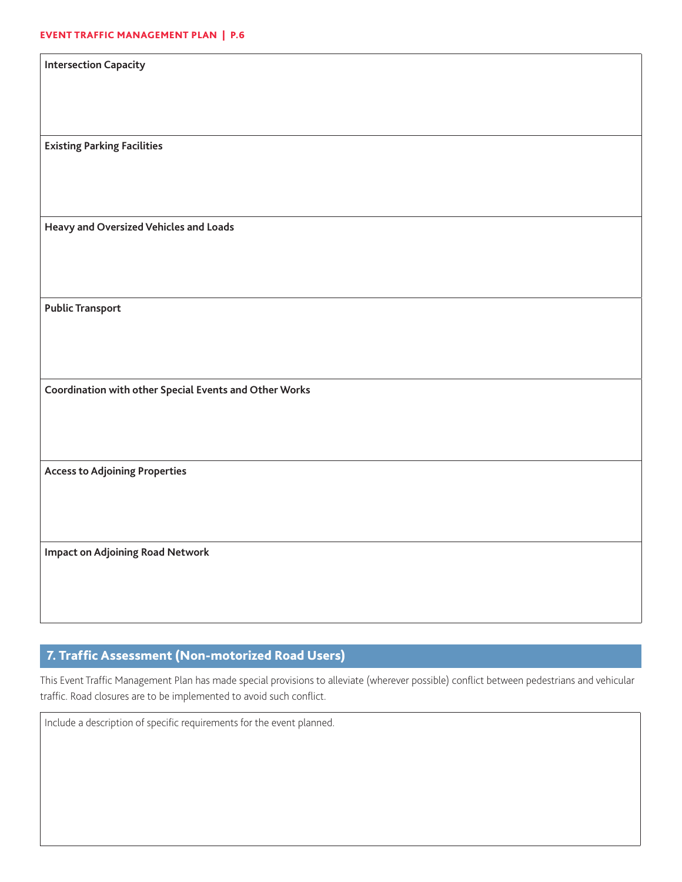| Intersection Capacity |
| --- |
| |

| Existing Parking Facilities |
| --- |
| |

| Heavy and Oversized Vehicles and Loads |
| --- |
| |

| Public Transport |
| --- |
| |

| Coordination with other Special Events and Other Works |
| --- |
| |

| Access to Adjoining Properties |
| --- |
| |

| Impact on Adjoining Road Network |
| --- |
| |

## 7. Traffic Assessment (Non-motorized Road Users)

This Event Traffic Management Plan has made special provisions to alleviate (wherever possible) conflict between pedestrians and vehicular traffic. Road closures are to be implemented to avoid such conflict.

| Include a description of specific requirements for the event planned. |
| --- |
| |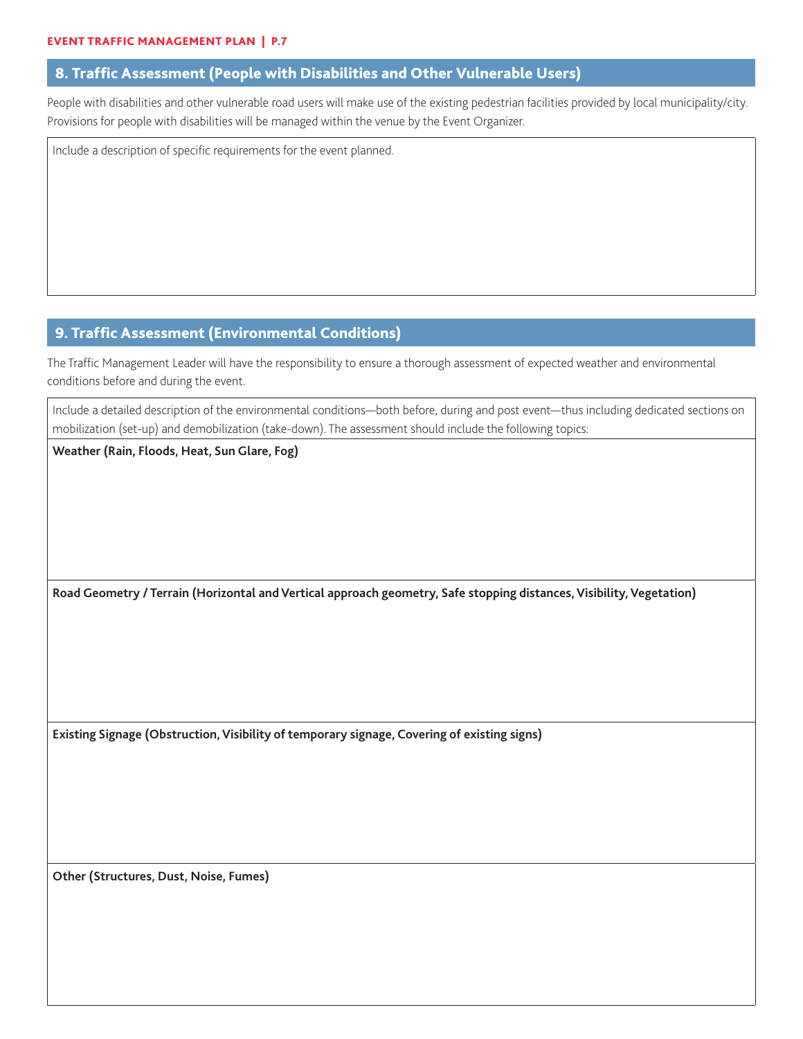## 8. Traffic Assessment (People with Disabilities and Other Vulnerable Users)

People with disabilities and other vulnerable road users will make use of the existing pedestrian facilities provided by local municipality/city. Provisions for people with disabilities will be managed within the venue by the Event Organizer.

| Include a description of specific requirements for the event planned. |
| --- |
| |

## 9. Traffic Assessment (Environmental Conditions)

The Traffic Management Leader will have the responsibility to ensure a thorough assessment of expected weather and environmental conditions before and during the event.

| Include a detailed description of the environmental conditions—both before, during and post event—thus including dedicated sections on mobilization (set-up) and demobilization (take-down). The assessment should include the following topics: |
| --- |
| **Weather (Rain, Floods, Heat, Sun Glare, Fog)** |
| **Road Geometry / Terrain (Horizontal and Vertical approach geometry, Safe stopping distances, Visibility, Vegetation)** |
| **Existing Signage (Obstruction, Visibility of temporary signage, Covering of existing signs)** |
| **Other (Structures, Dust, Noise, Fumes)** |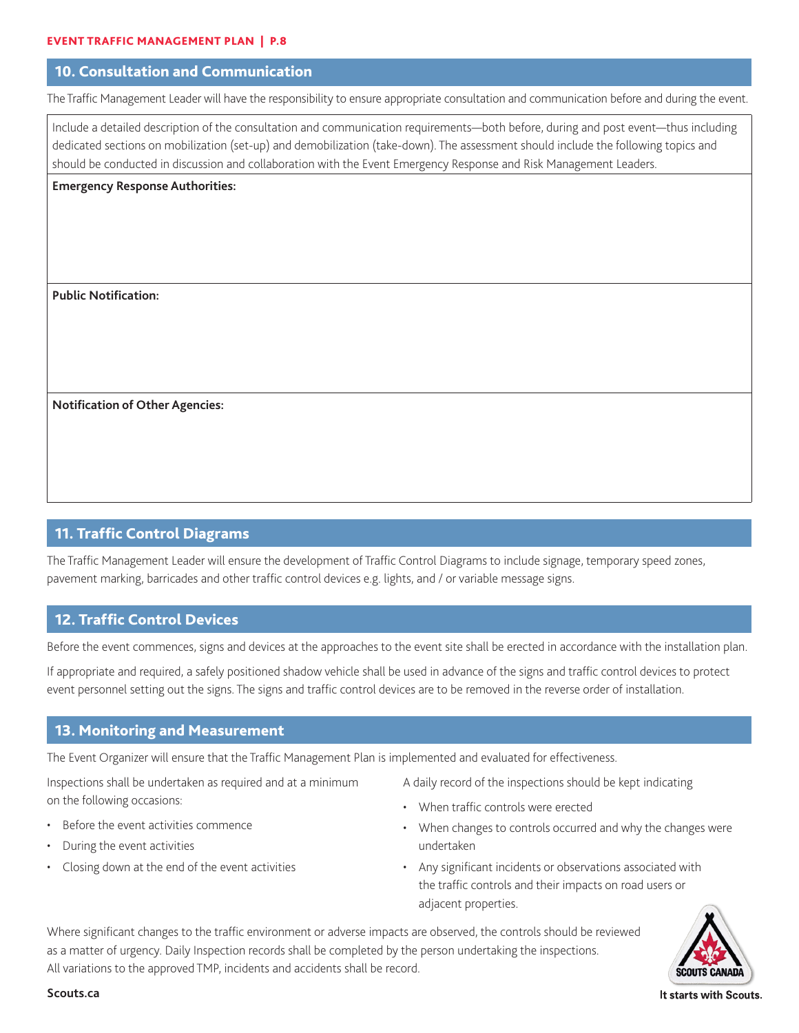## 10. Consultation and Communication

The Traffic Management Leader will have the responsibility to ensure appropriate consultation and communication before and during the event.

| |
|---|
| Include a detailed description of the consultation and communication requirements—both before, during and post event—thus including dedicated sections on mobilization (set-up) and demobilization (take-down). The assessment should include the following topics and should be conducted in discussion and collaboration with the Event Emergency Response and Risk Management Leaders. |
| **Emergency Response Authorities:** |
| **Public Notification:** |
| **Notification of Other Agencies:** |

## 11. Traffic Control Diagrams

The Traffic Management Leader will ensure the development of Traffic Control Diagrams to include signage, temporary speed zones, pavement marking, barricades and other traffic control devices e.g. lights, and / or variable message signs.

## 12. Traffic Control Devices

Before the event commences, signs and devices at the approaches to the event site shall be erected in accordance with the installation plan.

If appropriate and required, a safely positioned shadow vehicle shall be used in advance of the signs and traffic control devices to protect event personnel setting out the signs. The signs and traffic control devices are to be removed in the reverse order of installation.

## 13. Monitoring and Measurement

The Event Organizer will ensure that the Traffic Management Plan is implemented and evaluated for effectiveness.

Inspections shall be undertaken as required and at a minimum on the following occasions:

- Before the event activities commence
- During the event activities
- Closing down at the end of the event activities

A daily record of the inspections should be kept indicating

- When traffic controls were erected
- When changes to controls occurred and why the changes were undertaken
- Any significant incidents or observations associated with the traffic controls and their impacts on road users or adjacent properties.

Where significant changes to the traffic environment or adverse impacts are observed, the controls should be reviewed as a matter of urgency. Daily Inspection records shall be completed by the person undertaking the inspections. All variations to the approved TMP, incidents and accidents shall be record.